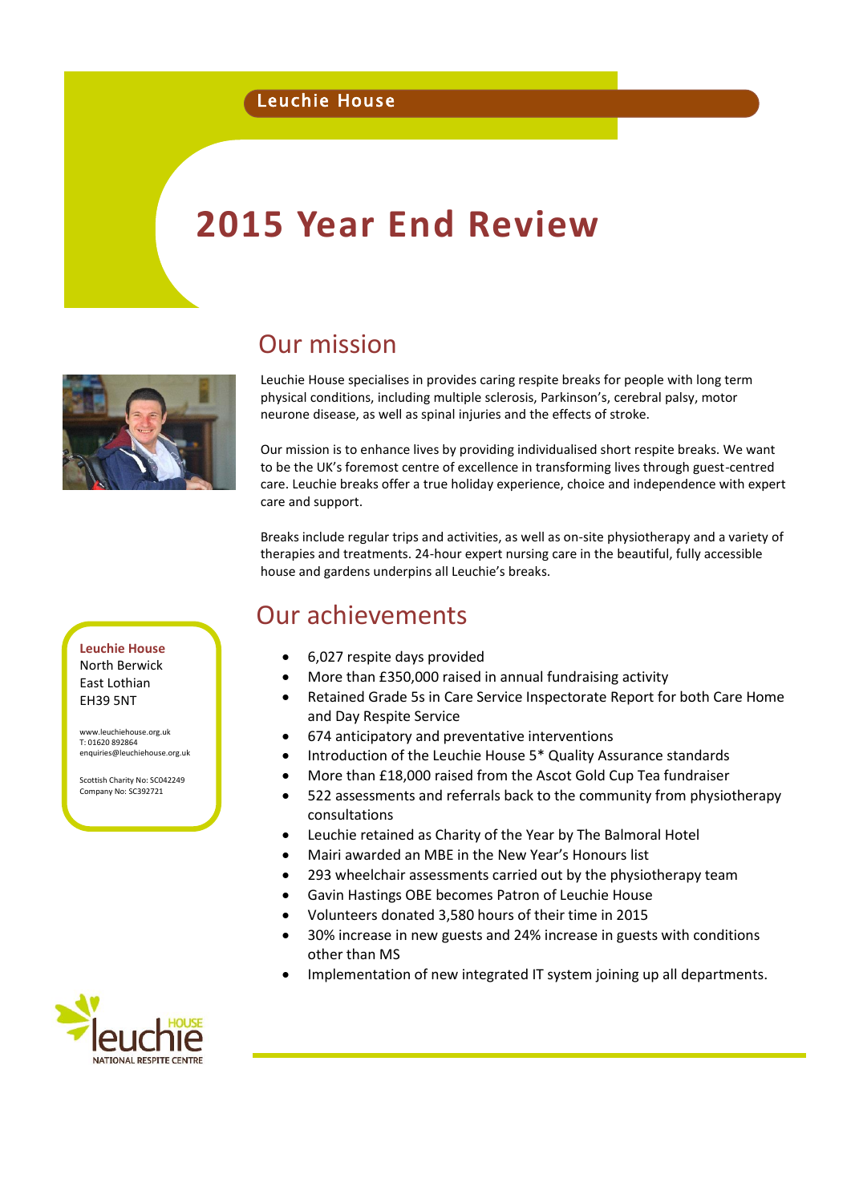Leuchie House

# 2015 Year End Review

## Our mission

Leuchie House specialises in provides caring respite breaks for people with long term physical conditions, including multiple sclerosis, Parkinson's, cerebral palsy, motor neurone disease, as well as spinal injuries and the effects of stroke.

Our mission is to enhance lives by providing individualised short respite breaks. We want to be the UK's foremost centre of excellence in transforming lives through guest-centred care. Leuchie breaks offer a true holiday experience, choice and independence with expert care and support.

Breaks include regular trips and activities, as well as on-site physiotherapy and a variety of therapies and treatments. 24-hour expert nursing care in the beautiful, fully accessible house and gardens underpins all Leuchie's breaks.

**Leuchie House**
North Berwick
East Lothian
EH39 5NT

www.leuchiehouse.org.uk
T: 01620 892864
enquiries@leuchiehouse.org.uk

Scottish Charity No: SC042249
Company No: SC392721

## Our achievements

- 6,027 respite days provided
- More than £350,000 raised in annual fundraising activity
- Retained Grade 5s in Care Service Inspectorate Report for both Care Home and Day Respite Service
- 674 anticipatory and preventative interventions
- Introduction of the Leuchie House 5* Quality Assurance standards
- More than £18,000 raised from the Ascot Gold Cup Tea fundraiser
- 522 assessments and referrals back to the community from physiotherapy consultations
- Leuchie retained as Charity of the Year by The Balmoral Hotel
- Mairi awarded an MBE in the New Year's Honours list
- 293 wheelchair assessments carried out by the physiotherapy team
- Gavin Hastings OBE becomes Patron of Leuchie House
- Volunteers donated 3,580 hours of their time in 2015
- 30% increase in new guests and 24% increase in guests with conditions other than MS
- Implementation of new integrated IT system joining up all departments.

leuchie HOUSE
NATIONAL RESPITE CENTRE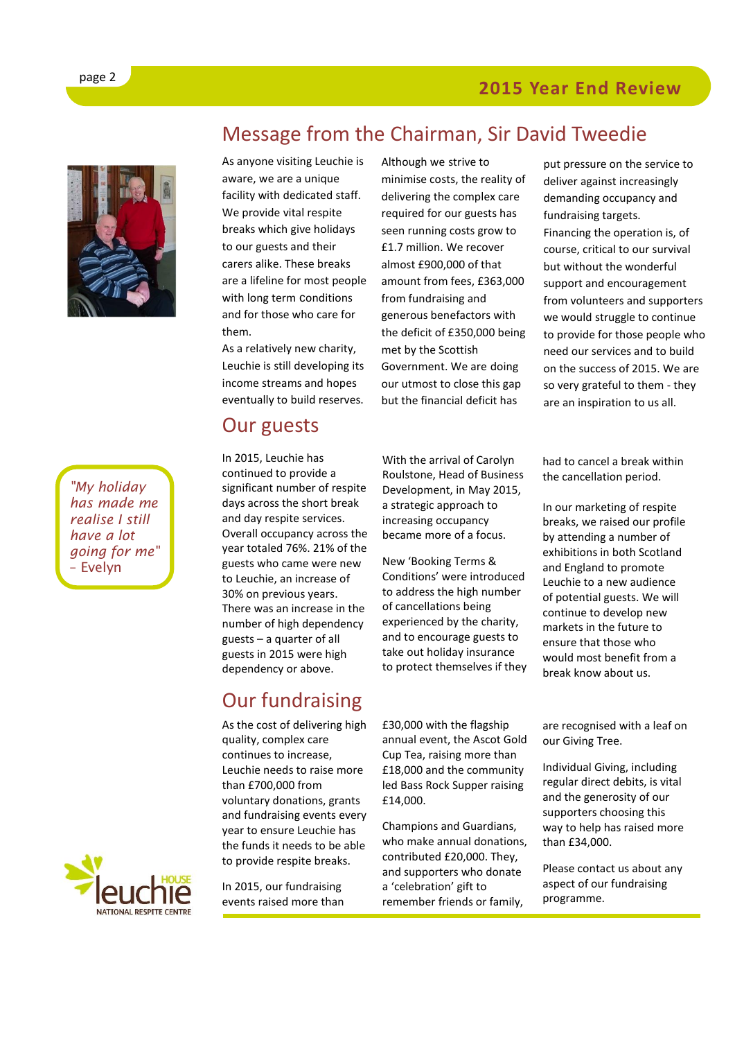## Message from the Chairman, Sir David Tweedie

As anyone visiting Leuchie is aware, we are a unique facility with dedicated staff. We provide vital respite breaks which give holidays to our guests and their carers alike. These breaks are a lifeline for most people with long term conditions and for those who care for them.

As a relatively new charity, Leuchie is still developing its income streams and hopes eventually to build reserves. Although we strive to minimise costs, the reality of delivering the complex care required for our guests has seen running costs grow to £1.7 million. We recover almost £900,000 of that amount from fees, £363,000 from fundraising and generous benefactors with the deficit of £350,000 being met by the Scottish Government. We are doing our utmost to close this gap but the financial deficit has put pressure on the service to deliver against increasingly demanding occupancy and fundraising targets.

Financing the operation is, of course, critical to our survival but without the wonderful support and encouragement from volunteers and supporters we would struggle to continue to provide for those people who need our services and to build on the success of 2015. We are so very grateful to them - they are an inspiration to us all.

> *"My holiday has made me realise I still have a lot going for me"* – Evelyn

## Our guests

In 2015, Leuchie has continued to provide a significant number of respite days across the short break and day respite services. Overall occupancy across the year totaled 76%. 21% of the guests who came were new to Leuchie, an increase of 30% on previous years. There was an increase in the number of high dependency guests – a quarter of all guests in 2015 were high dependency or above.

With the arrival of Carolyn Roulstone, Head of Business Development, in May 2015, a strategic approach to increasing occupancy became more of a focus.

New 'Booking Terms & Conditions' were introduced to address the high number of cancellations being experienced by the charity, and to encourage guests to take out holiday insurance to protect themselves if they had to cancel a break within the cancellation period.

In our marketing of respite breaks, we raised our profile by attending a number of exhibitions in both Scotland and England to promote Leuchie to a new audience of potential guests. We will continue to develop new markets in the future to ensure that those who would most benefit from a break know about us.

## Our fundraising

As the cost of delivering high quality, complex care continues to increase, Leuchie needs to raise more than £700,000 from voluntary donations, grants and fundraising events every year to ensure Leuchie has the funds it needs to be able to provide respite breaks.

In 2015, our fundraising events raised more than £30,000 with the flagship annual event, the Ascot Gold Cup Tea, raising more than £18,000 and the community led Bass Rock Supper raising £14,000.

Champions and Guardians, who make annual donations, contributed £20,000. They, and supporters who donate a 'celebration' gift to remember friends or family, are recognised with a leaf on our Giving Tree.

Individual Giving, including regular direct debits, is vital and the generosity of our supporters choosing this way to help has raised more than £34,000.

Please contact us about any aspect of our fundraising programme.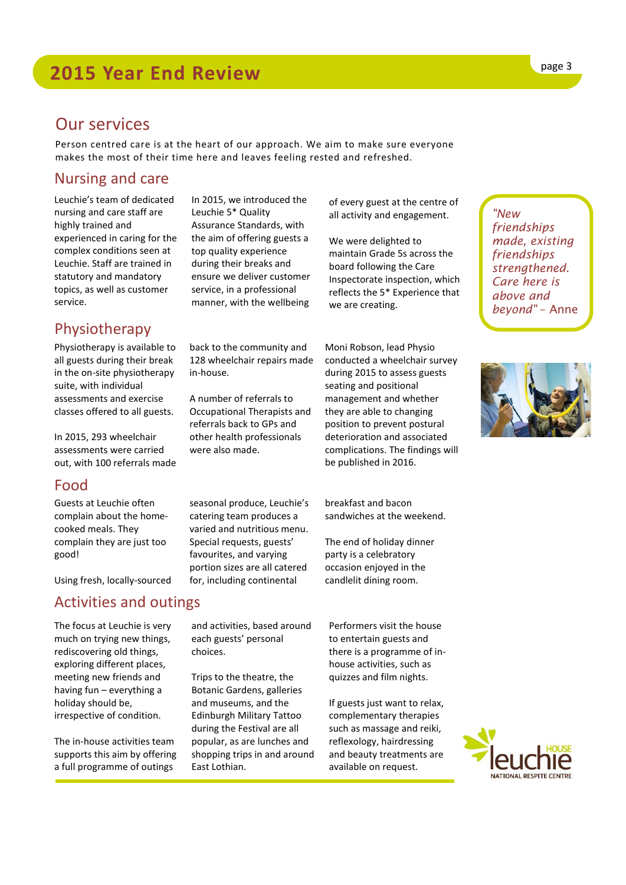## Our services

Person centred care is at the heart of our approach. We aim to make sure everyone makes the most of their time here and leaves feeling rested and refreshed.

### Nursing and care

Leuchie's team of dedicated nursing and care staff are highly trained and experienced in caring for the complex conditions seen at Leuchie. Staff are trained in statutory and mandatory topics, as well as customer service.

In 2015, we introduced the Leuchie 5* Quality Assurance Standards, with the aim of offering guests a top quality experience during their breaks and ensure we deliver customer service, in a professional manner, with the wellbeing of every guest at the centre of all activity and engagement.

We were delighted to maintain Grade 5s across the board following the Care Inspectorate inspection, which reflects the 5* Experience that we are creating.

> *"New friendships made, existing friendships strengthened. Care here is above and beyond"* – Anne

### Physiotherapy

Physiotherapy is available to all guests during their break in the on-site physiotherapy suite, with individual assessments and exercise classes offered to all guests.

In 2015, 293 wheelchair assessments were carried out, with 100 referrals made back to the community and 128 wheelchair repairs made in-house.

A number of referrals to Occupational Therapists and referrals back to GPs and other health professionals were also made.

Moni Robson, lead Physio conducted a wheelchair survey during 2015 to assess guests seating and positional management and whether they are able to changing position to prevent postural deterioration and associated complications. The findings will be published in 2016.

### Food

Guests at Leuchie often complain about the home-cooked meals. They complain they are just too good!

Using fresh, locally-sourced seasonal produce, Leuchie's catering team produces a varied and nutritious menu. Special requests, guests' favourites, and varying portion sizes are all catered for, including continental breakfast and bacon sandwiches at the weekend.

The end of holiday dinner party is a celebratory occasion enjoyed in the candlelit dining room.

### Activities and outings

The focus at Leuchie is very much on trying new things, rediscovering old things, exploring different places, meeting new friends and having fun – everything a holiday should be, irrespective of condition.

The in-house activities team supports this aim by offering a full programme of outings and activities, based around each guests' personal choices.

Trips to the theatre, the Botanic Gardens, galleries and museums, and the Edinburgh Military Tattoo during the Festival are all popular, as are lunches and shopping trips in and around East Lothian.

Performers visit the house to entertain guests and there is a programme of in-house activities, such as quizzes and film nights.

If guests just want to relax, complementary therapies such as massage and reiki, reflexology, hairdressing and beauty treatments are available on request.

Leuchie House – National Respite Centre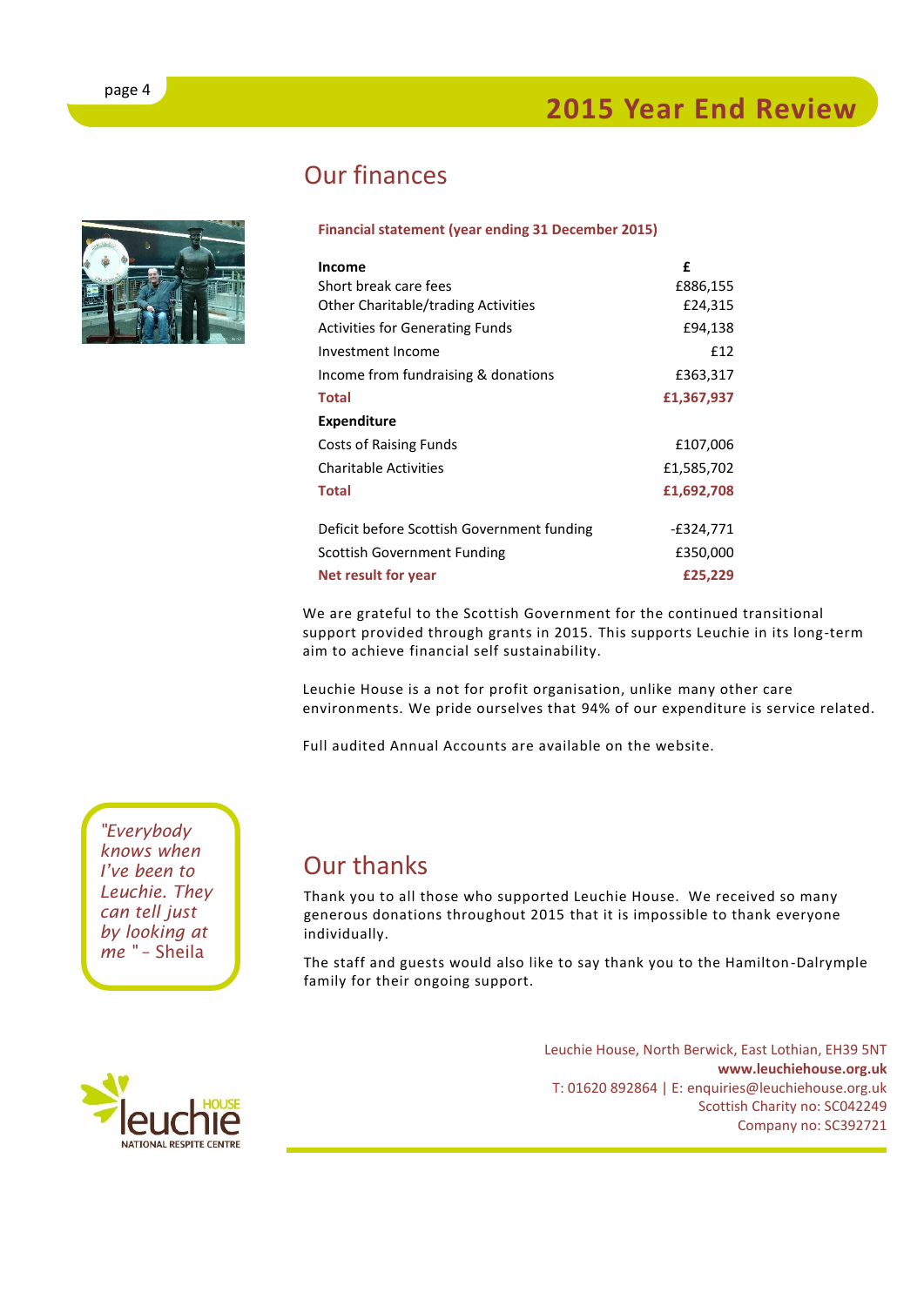## Our finances

**Financial statement (year ending 31 December 2015)**

| | |
|---|---|
| **Income** | **£** |
| Short break care fees | £886,155 |
| Other Charitable/trading Activities | £24,315 |
| Activities for Generating Funds | £94,138 |
| Investment Income | £12 |
| Income from fundraising & donations | £363,317 |
| **Total** | **£1,367,937** |
| **Expenditure** | |
| Costs of Raising Funds | £107,006 |
| Charitable Activities | £1,585,702 |
| **Total** | **£1,692,708** |
| Deficit before Scottish Government funding | -£324,771 |
| Scottish Government Funding | £350,000 |
| **Net result for year** | **£25,229** |

We are grateful to the Scottish Government for the continued transitional support provided through grants in 2015. This supports Leuchie in its long-term aim to achieve financial self sustainability.

Leuchie House is a not for profit organisation, unlike many other care environments. We pride ourselves that 94% of our expenditure is service related.

Full audited Annual Accounts are available on the website.

*"Everybody knows when I've been to Leuchie. They can tell just by looking at me "* - Sheila

## Our thanks

Thank you to all those who supported Leuchie House. We received so many generous donations throughout 2015 that it is impossible to thank everyone individually.

The staff and guests would also like to say thank you to the Hamilton-Dalrymple family for their ongoing support.

Leuchie House, North Berwick, East Lothian, EH39 5NT
**www.leuchiehouse.org.uk**
T: 01620 892864 | E: enquiries@leuchiehouse.org.uk
Scottish Charity no: SC042249
Company no: SC392721